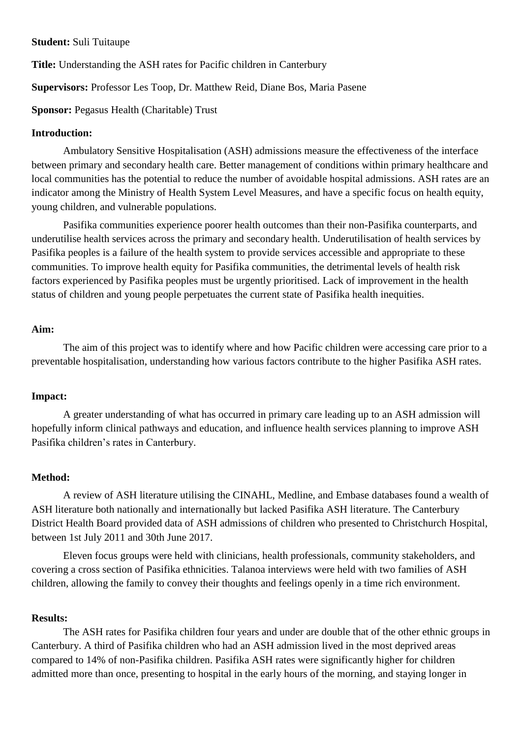**Student:** Suli Tuitaupe

**Title:** Understanding the ASH rates for Pacific children in Canterbury

**Supervisors:** Professor Les Toop, Dr. Matthew Reid, Diane Bos, Maria Pasene

**Sponsor:** Pegasus Health (Charitable) Trust

**Introduction:**

Ambulatory Sensitive Hospitalisation (ASH) admissions measure the effectiveness of the interface between primary and secondary health care. Better management of conditions within primary healthcare and local communities has the potential to reduce the number of avoidable hospital admissions. ASH rates are an indicator among the Ministry of Health System Level Measures, and have a specific focus on health equity, young children, and vulnerable populations.

Pasifika communities experience poorer health outcomes than their non-Pasifika counterparts, and underutilise health services across the primary and secondary health. Underutilisation of health services by Pasifika peoples is a failure of the health system to provide services accessible and appropriate to these communities. To improve health equity for Pasifika communities, the detrimental levels of health risk factors experienced by Pasifika peoples must be urgently prioritised. Lack of improvement in the health status of children and young people perpetuates the current state of Pasifika health inequities.

**Aim:**

The aim of this project was to identify where and how Pacific children were accessing care prior to a preventable hospitalisation, understanding how various factors contribute to the higher Pasifika ASH rates.

**Impact:**

A greater understanding of what has occurred in primary care leading up to an ASH admission will hopefully inform clinical pathways and education, and influence health services planning to improve ASH Pasifika children's rates in Canterbury.

**Method:**

A review of ASH literature utilising the CINAHL, Medline, and Embase databases found a wealth of ASH literature both nationally and internationally but lacked Pasifika ASH literature. The Canterbury District Health Board provided data of ASH admissions of children who presented to Christchurch Hospital, between 1st July 2011 and 30th June 2017.

Eleven focus groups were held with clinicians, health professionals, community stakeholders, and covering a cross section of Pasifika ethnicities. Talanoa interviews were held with two families of ASH children, allowing the family to convey their thoughts and feelings openly in a time rich environment.

**Results:**

The ASH rates for Pasifika children four years and under are double that of the other ethnic groups in Canterbury. A third of Pasifika children who had an ASH admission lived in the most deprived areas compared to 14% of non-Pasifika children. Pasifika ASH rates were significantly higher for children admitted more than once, presenting to hospital in the early hours of the morning, and staying longer in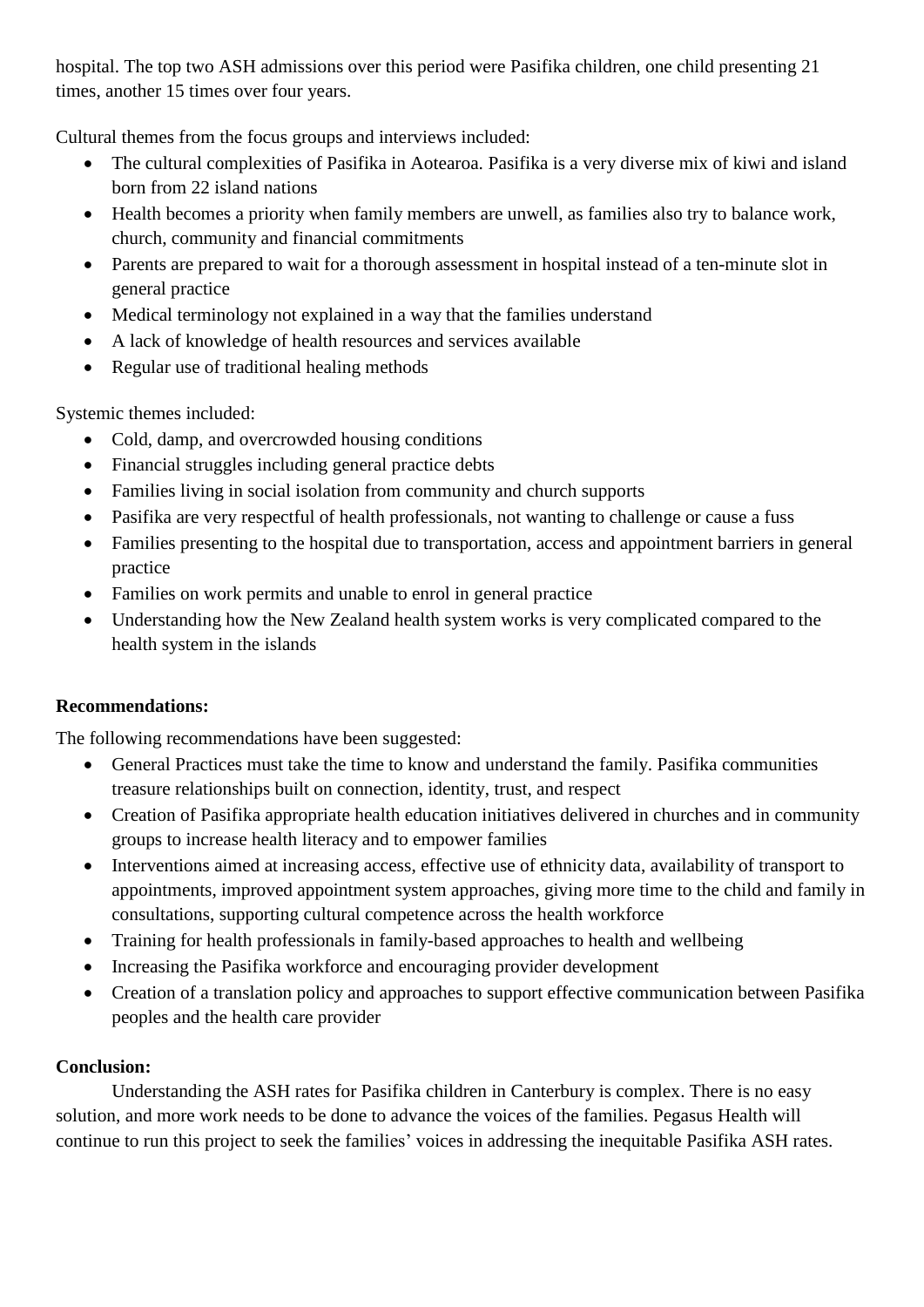hospital. The top two ASH admissions over this period were Pasifika children, one child presenting 21 times, another 15 times over four years.

Cultural themes from the focus groups and interviews included:

- The cultural complexities of Pasifika in Aotearoa. Pasifika is a very diverse mix of kiwi and island born from 22 island nations
- Health becomes a priority when family members are unwell, as families also try to balance work, church, community and financial commitments
- Parents are prepared to wait for a thorough assessment in hospital instead of a ten-minute slot in general practice
- Medical terminology not explained in a way that the families understand
- A lack of knowledge of health resources and services available
- Regular use of traditional healing methods

Systemic themes included:

- Cold, damp, and overcrowded housing conditions
- Financial struggles including general practice debts
- Families living in social isolation from community and church supports
- Pasifika are very respectful of health professionals, not wanting to challenge or cause a fuss
- Families presenting to the hospital due to transportation, access and appointment barriers in general practice
- Families on work permits and unable to enrol in general practice
- Understanding how the New Zealand health system works is very complicated compared to the health system in the islands

**Recommendations:**

The following recommendations have been suggested:

- General Practices must take the time to know and understand the family. Pasifika communities treasure relationships built on connection, identity, trust, and respect
- Creation of Pasifika appropriate health education initiatives delivered in churches and in community groups to increase health literacy and to empower families
- Interventions aimed at increasing access, effective use of ethnicity data, availability of transport to appointments, improved appointment system approaches, giving more time to the child and family in consultations, supporting cultural competence across the health workforce
- Training for health professionals in family-based approaches to health and wellbeing
- Increasing the Pasifika workforce and encouraging provider development
- Creation of a translation policy and approaches to support effective communication between Pasifika peoples and the health care provider

**Conclusion:**

Understanding the ASH rates for Pasifika children in Canterbury is complex. There is no easy solution, and more work needs to be done to advance the voices of the families. Pegasus Health will continue to run this project to seek the families' voices in addressing the inequitable Pasifika ASH rates.